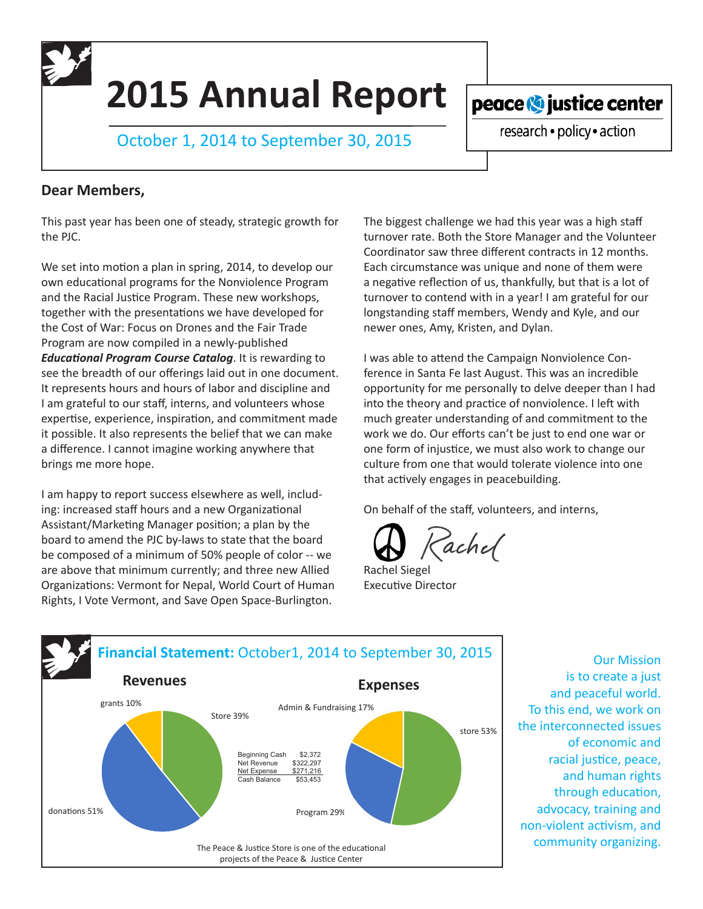# 2015 Annual Report

October 1, 2014 to September 30, 2015

peace & justice center

research • policy • action

## Dear Members,

This past year has been one of steady, strategic growth for the PJC.

We set into motion a plan in spring, 2014, to develop our own educational programs for the Nonviolence Program and the Racial Justice Program. These new workshops, together with the presentations we have developed for the Cost of War: Focus on Drones and the Fair Trade Program are now compiled in a newly-published ***Educational Program Course Catalog***. It is rewarding to see the breadth of our offerings laid out in one document. It represents hours and hours of labor and discipline and I am grateful to our staff, interns, and volunteers whose expertise, experience, inspiration, and commitment made it possible. It also represents the belief that we can make a difference. I cannot imagine working anywhere that brings me more hope.

I am happy to report success elsewhere as well, including: increased staff hours and a new Organizational Assistant/Marketing Manager position; a plan by the board to amend the PJC by-laws to state that the board be composed of a minimum of 50% people of color -- we are above that minimum currently; and three new Allied Organizations: Vermont for Nepal, World Court of Human Rights, I Vote Vermont, and Save Open Space-Burlington.

The biggest challenge we had this year was a high staff turnover rate. Both the Store Manager and the Volunteer Coordinator saw three different contracts in 12 months. Each circumstance was unique and none of them were a negative reflection of us, thankfully, but that is a lot of turnover to contend with in a year! I am grateful for our longstanding staff members, Wendy and Kyle, and our newer ones, Amy, Kristen, and Dylan.

I was able to attend the Campaign Nonviolence Conference in Santa Fe last August. This was an incredible opportunity for me personally to delve deeper than I had into the theory and practice of nonviolence. I left with much greater understanding of and commitment to the work we do. Our efforts can't be just to end one war or one form of injustice, we must also work to change our culture from one that would tolerate violence into one that actively engages in peacebuilding.

On behalf of the staff, volunteers, and interns,

Rachel

Rachel Siegel
Executive Director

## Financial Statement: October1, 2014 to September 30, 2015

### Revenues

- grants 10%
- Store 39%
- donations 51%

### Expenses

- Admin & Fundraising 17%
- store 53%
- Program 29%

| | |
|---|---|
| Beginning Cash | $2,372 |
| Net Revenue | $322,297 |
| Net Expense | $271,216 |
| Cash Balance | $53,453 |

The Peace & Justice Store is one of the educational projects of the Peace & Justice Center

Our Mission is to create a just and peaceful world. To this end, we work on the interconnected issues of economic and racial justice, peace, and human rights through education, advocacy, training and non-violent activism, and community organizing.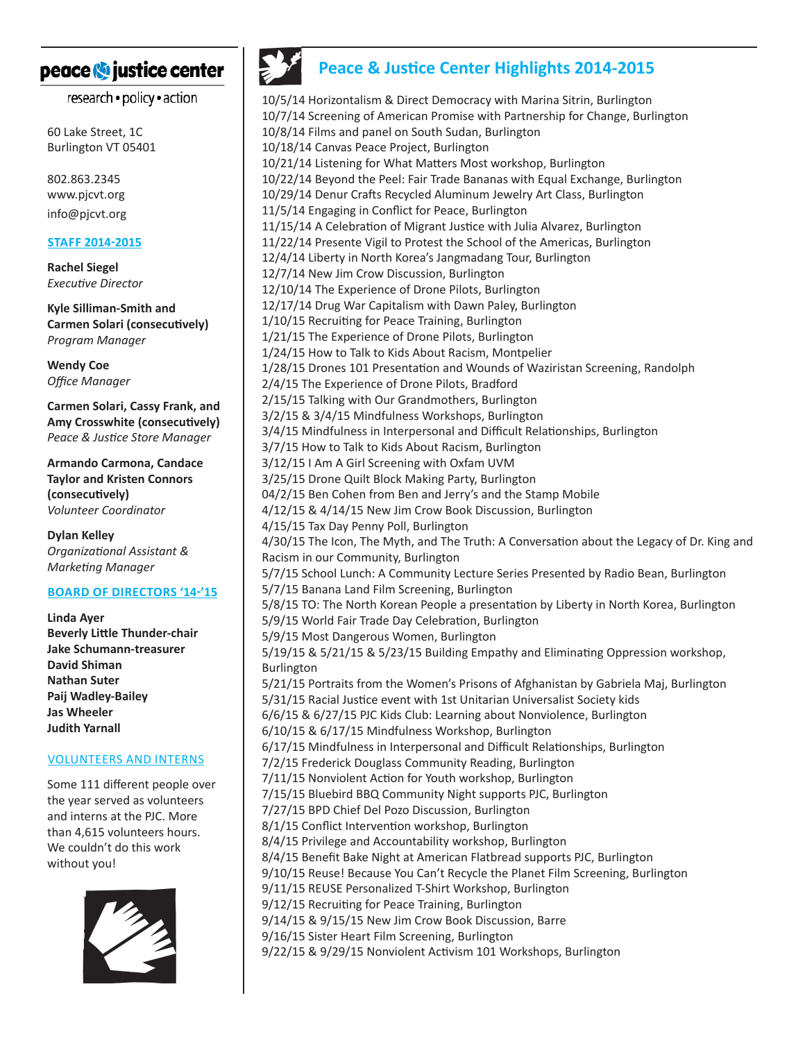**peace justice center**

research • policy • action

60 Lake Street, 1C
Burlington VT 05401

802.863.2345
www.pjcvt.org
info@pjcvt.org

**STAFF 2014-2015**

**Rachel Siegel**
*Executive Director*

**Kyle Silliman-Smith and Carmen Solari (consecutively)**
*Program Manager*

**Wendy Coe**
*Office Manager*

**Carmen Solari, Cassy Frank, and Amy Crosswhite (consecutively)**
*Peace & Justice Store Manager*

**Armando Carmona, Candace Taylor and Kristen Connors (consecutively)**
*Volunteer Coordinator*

**Dylan Kelley**
*Organizational Assistant & Marketing Manager*

**BOARD OF DIRECTORS '14-'15**

**Linda Ayer**
**Beverly Little Thunder-chair**
**Jake Schumann-treasurer**
**David Shiman**
**Nathan Suter**
**Paij Wadley-Bailey**
**Jas Wheeler**
**Judith Yarnall**

VOLUNTEERS AND INTERNS

Some 111 different people over the year served as volunteers and interns at the PJC. More than 4,615 volunteers hours. We couldn't do this work without you!

## Peace & Justice Center Highlights 2014-2015

10/5/14 Horizontalism & Direct Democracy with Marina Sitrin, Burlington
10/7/14 Screening of American Promise with Partnership for Change, Burlington
10/8/14 Films and panel on South Sudan, Burlington
10/18/14 Canvas Peace Project, Burlington
10/21/14 Listening for What Matters Most workshop, Burlington
10/22/14 Beyond the Peel: Fair Trade Bananas with Equal Exchange, Burlington
10/29/14 Denur Crafts Recycled Aluminum Jewelry Art Class, Burlington
11/5/14 Engaging in Conflict for Peace, Burlington
11/15/14 A Celebration of Migrant Justice with Julia Alvarez, Burlington
11/22/14 Presente Vigil to Protest the School of the Americas, Burlington
12/4/14 Liberty in North Korea's Jangmadang Tour, Burlington
12/7/14 New Jim Crow Discussion, Burlington
12/10/14 The Experience of Drone Pilots, Burlington
12/17/14 Drug War Capitalism with Dawn Paley, Burlington
1/10/15 Recruiting for Peace Training, Burlington
1/21/15 The Experience of Drone Pilots, Burlington
1/24/15 How to Talk to Kids About Racism, Montpelier
1/28/15 Drones 101 Presentation and Wounds of Waziristan Screening, Randolph
2/4/15 The Experience of Drone Pilots, Bradford
2/15/15 Talking with Our Grandmothers, Burlington
3/2/15 & 3/4/15 Mindfulness Workshops, Burlington
3/4/15 Mindfulness in Interpersonal and Difficult Relationships, Burlington
3/7/15 How to Talk to Kids About Racism, Burlington
3/12/15 I Am A Girl Screening with Oxfam UVM
3/25/15 Drone Quilt Block Making Party, Burlington
04/2/15 Ben Cohen from Ben and Jerry's and the Stamp Mobile
4/12/15 & 4/14/15 New Jim Crow Book Discussion, Burlington
4/15/15 Tax Day Penny Poll, Burlington
4/30/15 The Icon, The Myth, and The Truth: A Conversation about the Legacy of Dr. King and Racism in our Community, Burlington
5/7/15 School Lunch: A Community Lecture Series Presented by Radio Bean, Burlington
5/7/15 Banana Land Film Screening, Burlington
5/8/15 TO: The North Korean People a presentation by Liberty in North Korea, Burlington
5/9/15 World Fair Trade Day Celebration, Burlington
5/9/15 Most Dangerous Women, Burlington
5/19/15 & 5/21/15 & 5/23/15 Building Empathy and Eliminating Oppression workshop, Burlington
5/21/15 Portraits from the Women's Prisons of Afghanistan by Gabriela Maj, Burlington
5/31/15 Racial Justice event with 1st Unitarian Universalist Society kids
6/6/15 & 6/27/15 PJC Kids Club: Learning about Nonviolence, Burlington
6/10/15 & 6/17/15 Mindfulness Workshop, Burlington
6/17/15 Mindfulness in Interpersonal and Difficult Relationships, Burlington
7/2/15 Frederick Douglass Community Reading, Burlington
7/11/15 Nonviolent Action for Youth workshop, Burlington
7/15/15 Bluebird BBQ Community Night supports PJC, Burlington
7/27/15 BPD Chief Del Pozo Discussion, Burlington
8/1/15 Conflict Intervention workshop, Burlington
8/4/15 Privilege and Accountability workshop, Burlington
8/4/15 Benefit Bake Night at American Flatbread supports PJC, Burlington
9/10/15 Reuse! Because You Can't Recycle the Planet Film Screening, Burlington
9/11/15 REUSE Personalized T-Shirt Workshop, Burlington
9/12/15 Recruiting for Peace Training, Burlington
9/14/15 & 9/15/15 New Jim Crow Book Discussion, Barre
9/16/15 Sister Heart Film Screening, Burlington
9/22/15 & 9/29/15 Nonviolent Activism 101 Workshops, Burlington